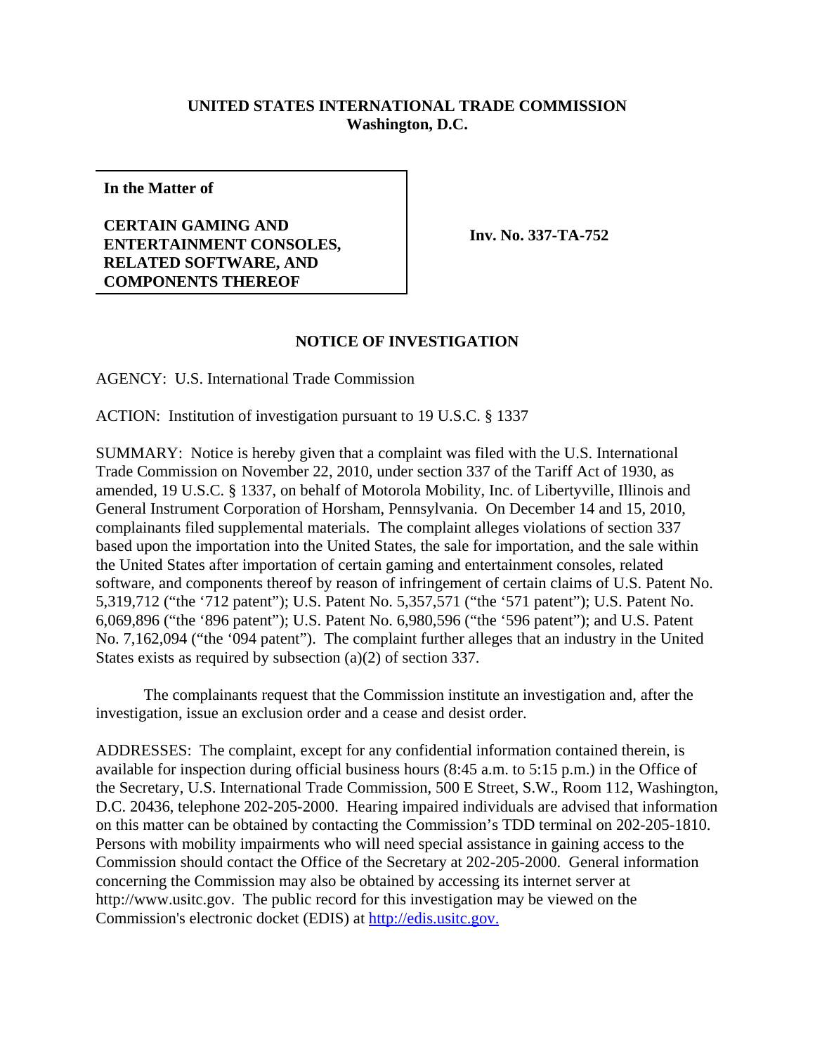**UNITED STATES INTERNATIONAL TRADE COMMISSION**
**Washington, D.C.**

| **In the Matter of** <br><br> **CERTAIN GAMING AND ENTERTAINMENT CONSOLES, RELATED SOFTWARE, AND COMPONENTS THEREOF** | **Inv. No. 337-TA-752** |
|---|---|

## NOTICE OF INVESTIGATION

AGENCY: U.S. International Trade Commission

ACTION: Institution of investigation pursuant to 19 U.S.C. § 1337

SUMMARY: Notice is hereby given that a complaint was filed with the U.S. International Trade Commission on November 22, 2010, under section 337 of the Tariff Act of 1930, as amended, 19 U.S.C. § 1337, on behalf of Motorola Mobility, Inc. of Libertyville, Illinois and General Instrument Corporation of Horsham, Pennsylvania. On December 14 and 15, 2010, complainants filed supplemental materials. The complaint alleges violations of section 337 based upon the importation into the United States, the sale for importation, and the sale within the United States after importation of certain gaming and entertainment consoles, related software, and components thereof by reason of infringement of certain claims of U.S. Patent No. 5,319,712 ("the '712 patent"); U.S. Patent No. 5,357,571 ("the '571 patent"); U.S. Patent No. 6,069,896 ("the '896 patent"); U.S. Patent No. 6,980,596 ("the '596 patent"); and U.S. Patent No. 7,162,094 ("the '094 patent"). The complaint further alleges that an industry in the United States exists as required by subsection (a)(2) of section 337.

The complainants request that the Commission institute an investigation and, after the investigation, issue an exclusion order and a cease and desist order.

ADDRESSES: The complaint, except for any confidential information contained therein, is available for inspection during official business hours (8:45 a.m. to 5:15 p.m.) in the Office of the Secretary, U.S. International Trade Commission, 500 E Street, S.W., Room 112, Washington, D.C. 20436, telephone 202-205-2000. Hearing impaired individuals are advised that information on this matter can be obtained by contacting the Commission's TDD terminal on 202-205-1810. Persons with mobility impairments who will need special assistance in gaining access to the Commission should contact the Office of the Secretary at 202-205-2000. General information concerning the Commission may also be obtained by accessing its internet server at http://www.usitc.gov. The public record for this investigation may be viewed on the Commission's electronic docket (EDIS) at http://edis.usitc.gov.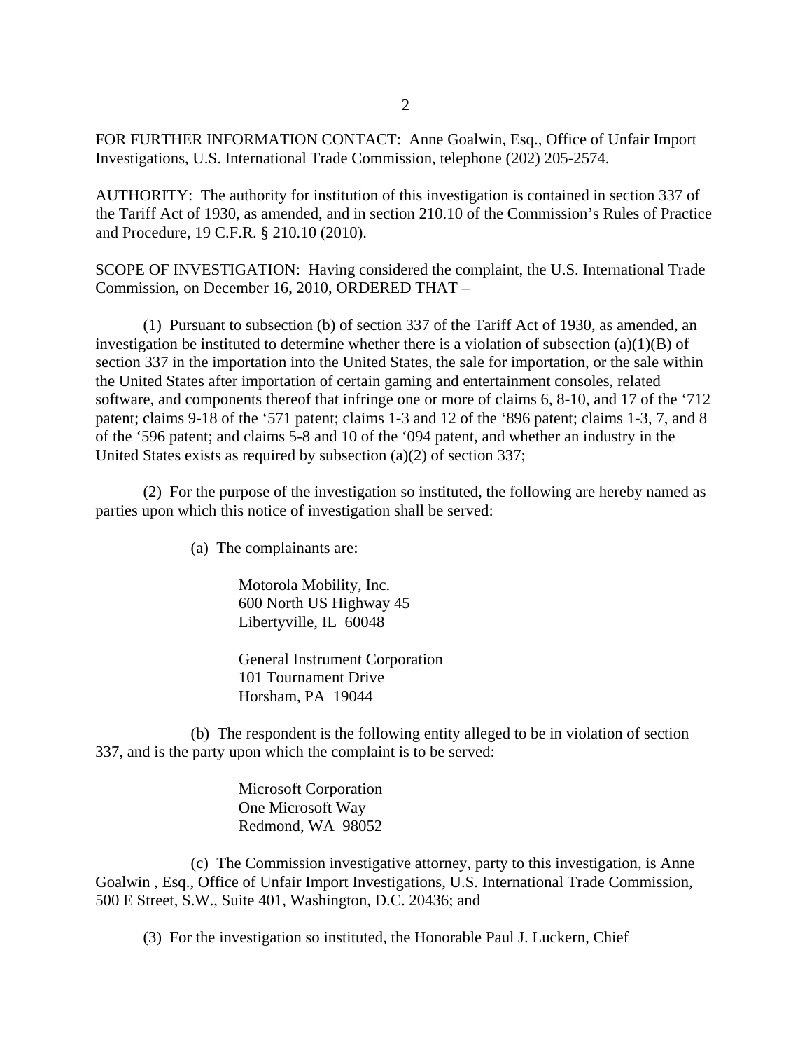FOR FURTHER INFORMATION CONTACT: Anne Goalwin, Esq., Office of Unfair Import Investigations, U.S. International Trade Commission, telephone (202) 205-2574.

AUTHORITY: The authority for institution of this investigation is contained in section 337 of the Tariff Act of 1930, as amended, and in section 210.10 of the Commission's Rules of Practice and Procedure, 19 C.F.R. § 210.10 (2010).

SCOPE OF INVESTIGATION: Having considered the complaint, the U.S. International Trade Commission, on December 16, 2010, ORDERED THAT –

(1) Pursuant to subsection (b) of section 337 of the Tariff Act of 1930, as amended, an investigation be instituted to determine whether there is a violation of subsection (a)(1)(B) of section 337 in the importation into the United States, the sale for importation, or the sale within the United States after importation of certain gaming and entertainment consoles, related software, and components thereof that infringe one or more of claims 6, 8-10, and 17 of the '712 patent; claims 9-18 of the '571 patent; claims 1-3 and 12 of the '896 patent; claims 1-3, 7, and 8 of the '596 patent; and claims 5-8 and 10 of the '094 patent, and whether an industry in the United States exists as required by subsection (a)(2) of section 337;

(2) For the purpose of the investigation so instituted, the following are hereby named as parties upon which this notice of investigation shall be served:

(a) The complainants are:

Motorola Mobility, Inc.
600 North US Highway 45
Libertyville, IL 60048

General Instrument Corporation
101 Tournament Drive
Horsham, PA 19044

(b) The respondent is the following entity alleged to be in violation of section 337, and is the party upon which the complaint is to be served:

Microsoft Corporation
One Microsoft Way
Redmond, WA 98052

(c) The Commission investigative attorney, party to this investigation, is Anne Goalwin , Esq., Office of Unfair Import Investigations, U.S. International Trade Commission, 500 E Street, S.W., Suite 401, Washington, D.C. 20436; and

(3) For the investigation so instituted, the Honorable Paul J. Luckern, Chief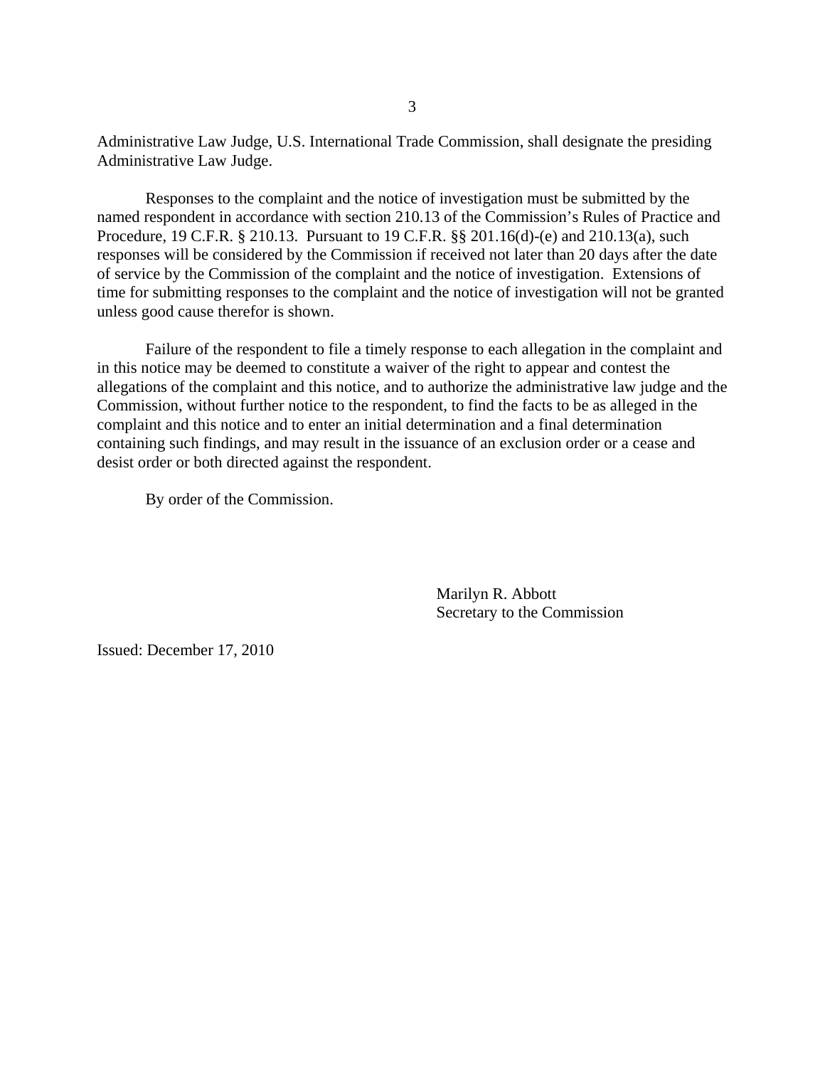Administrative Law Judge, U.S. International Trade Commission, shall designate the presiding Administrative Law Judge.

Responses to the complaint and the notice of investigation must be submitted by the named respondent in accordance with section 210.13 of the Commission's Rules of Practice and Procedure, 19 C.F.R. § 210.13. Pursuant to 19 C.F.R. §§ 201.16(d)-(e) and 210.13(a), such responses will be considered by the Commission if received not later than 20 days after the date of service by the Commission of the complaint and the notice of investigation. Extensions of time for submitting responses to the complaint and the notice of investigation will not be granted unless good cause therefor is shown.

Failure of the respondent to file a timely response to each allegation in the complaint and in this notice may be deemed to constitute a waiver of the right to appear and contest the allegations of the complaint and this notice, and to authorize the administrative law judge and the Commission, without further notice to the respondent, to find the facts to be as alleged in the complaint and this notice and to enter an initial determination and a final determination containing such findings, and may result in the issuance of an exclusion order or a cease and desist order or both directed against the respondent.

By order of the Commission.

Marilyn R. Abbott
Secretary to the Commission

Issued: December 17, 2010